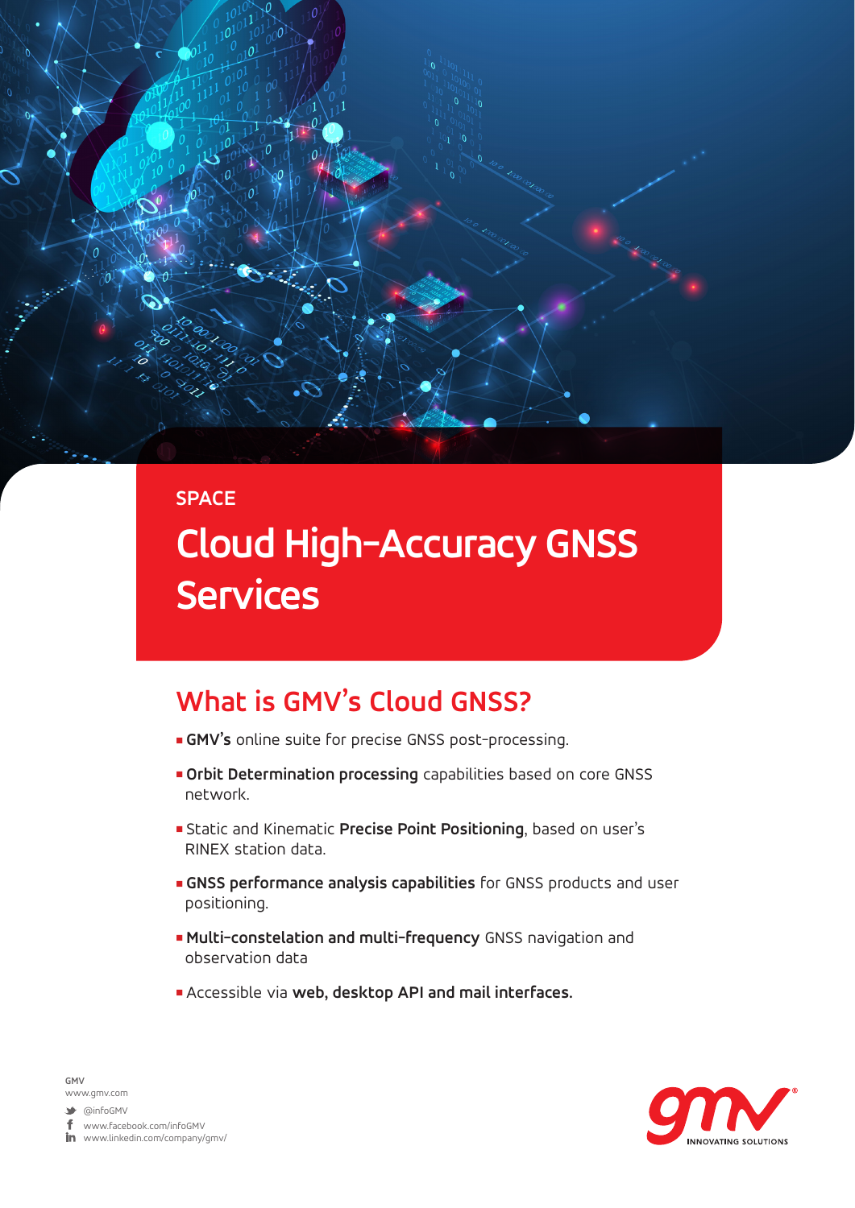SPACE

# Cloud High-Accuracy GNSS Services

## What is GMV's Cloud GNSS?

- **GMV's** online suite for precise GNSS post-processing.
- **Orbit Determination processing** capabilities based on core GNSS network.
- Static and Kinematic **Precise Point Positioning**, based on user's RINEX station data.
- **GNSS performance analysis capabilities** for GNSS products and user positioning.
- **Multi-constelation and multi-frequency** GNSS navigation and observation data
- Accessible via **web, desktop API and mail interfaces.**

GMV
www.gmv.com
@infoGMV
www.facebook.com/infoGMV
www.linkedin.com/company/gmv/

INNOVATING SOLUTIONS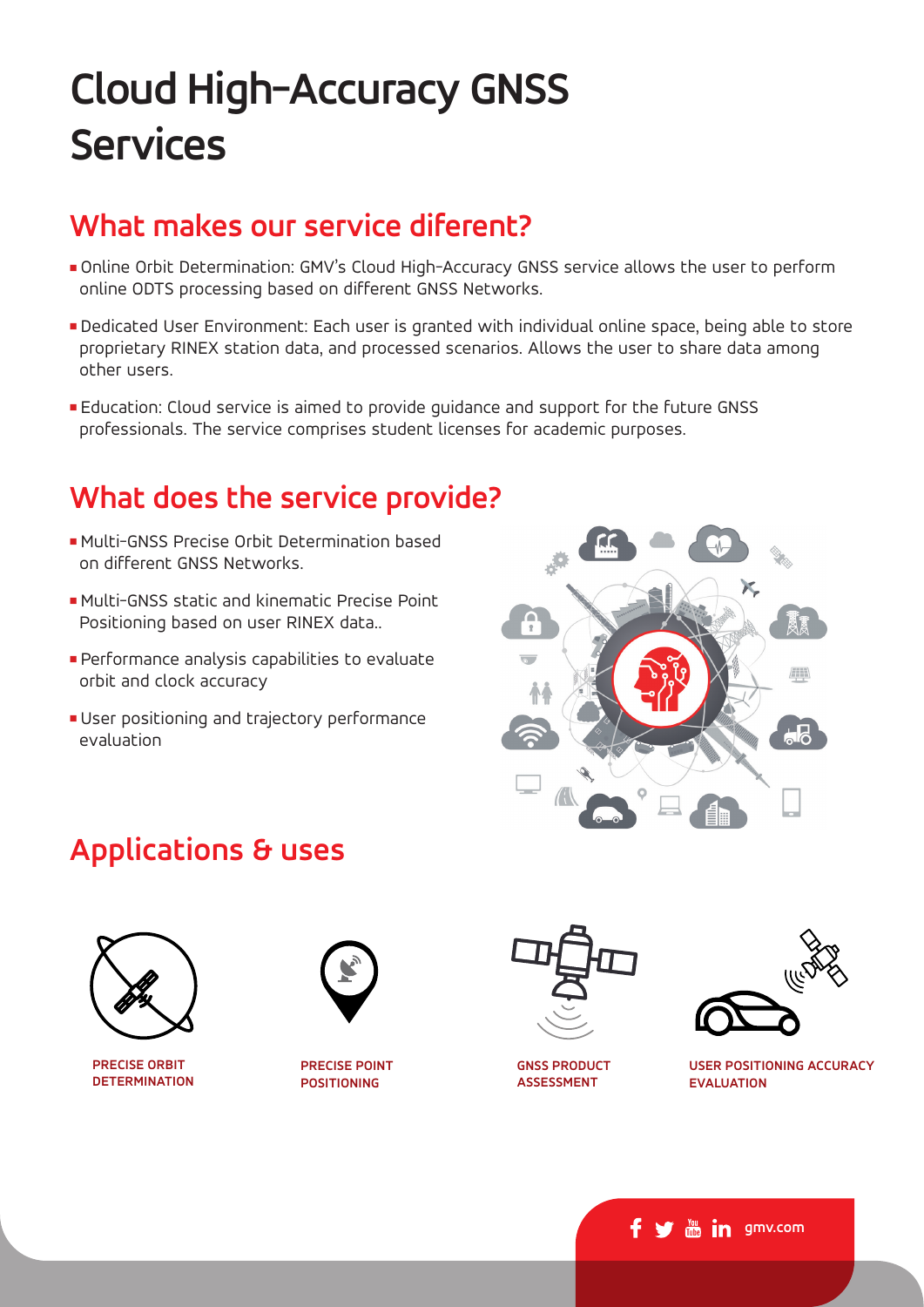# Cloud High-Accuracy GNSS Services

## What makes our service diferent?

- Online Orbit Determination: GMV's Cloud High-Accuracy GNSS service allows the user to perform online ODTS processing based on different GNSS Networks.
- Dedicated User Environment: Each user is granted with individual online space, being able to store proprietary RINEX station data, and processed scenarios. Allows the user to share data among other users.
- Education: Cloud service is aimed to provide guidance and support for the future GNSS professionals. The service comprises student licenses for academic purposes.

## What does the service provide?

- Multi-GNSS Precise Orbit Determination based on different GNSS Networks.
- Multi-GNSS static and kinematic Precise Point Positioning based on user RINEX data..
- Performance analysis capabilities to evaluate orbit and clock accuracy
- User positioning and trajectory performance evaluation

## Applications & uses

PRECISE ORBIT DETERMINATION

PRECISE POINT POSITIONING

GNSS PRODUCT ASSESSMENT

USER POSITIONING ACCURACY EVALUATION

gmv.com